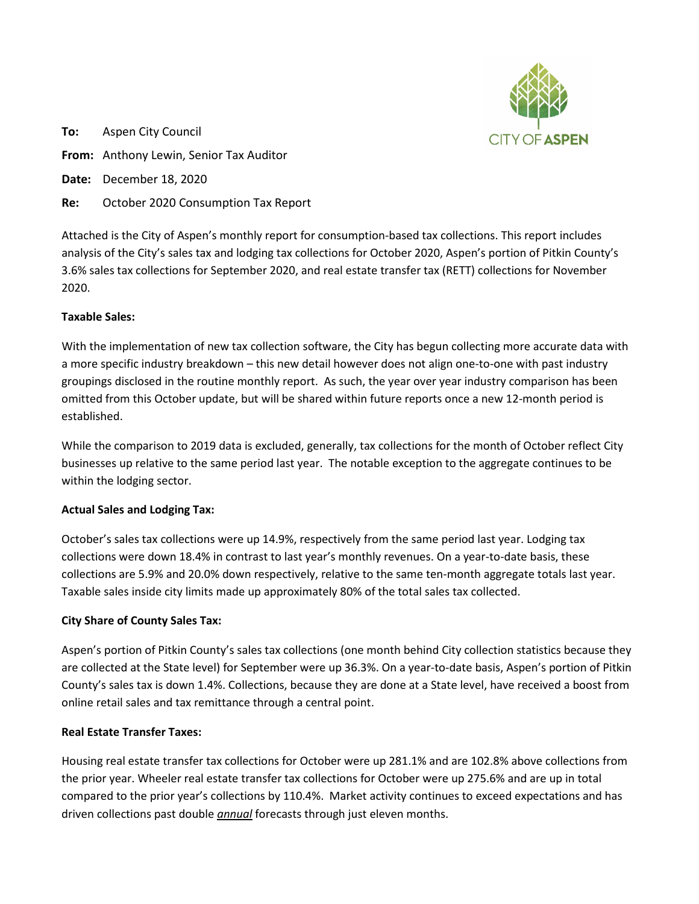**To:** Aspen City Council

**From:** Anthony Lewin, Senior Tax Auditor

**Date:** December 18, 2020

**Re:** October 2020 Consumption Tax Report

Attached is the City of Aspen's monthly report for consumption-based tax collections. This report includes analysis of the City's sales tax and lodging tax collections for October 2020, Aspen's portion of Pitkin County's 3.6% sales tax collections for September 2020, and real estate transfer tax (RETT) collections for November 2020.

**Taxable Sales:**

With the implementation of new tax collection software, the City has begun collecting more accurate data with a more specific industry breakdown – this new detail however does not align one-to-one with past industry groupings disclosed in the routine monthly report. As such, the year over year industry comparison has been omitted from this October update, but will be shared within future reports once a new 12-month period is established.

While the comparison to 2019 data is excluded, generally, tax collections for the month of October reflect City businesses up relative to the same period last year. The notable exception to the aggregate continues to be within the lodging sector.

**Actual Sales and Lodging Tax:**

October's sales tax collections were up 14.9%, respectively from the same period last year. Lodging tax collections were down 18.4% in contrast to last year's monthly revenues. On a year-to-date basis, these collections are 5.9% and 20.0% down respectively, relative to the same ten-month aggregate totals last year. Taxable sales inside city limits made up approximately 80% of the total sales tax collected.

**City Share of County Sales Tax:**

Aspen's portion of Pitkin County's sales tax collections (one month behind City collection statistics because they are collected at the State level) for September were up 36.3%. On a year-to-date basis, Aspen's portion of Pitkin County's sales tax is down 1.4%. Collections, because they are done at a State level, have received a boost from online retail sales and tax remittance through a central point.

**Real Estate Transfer Taxes:**

Housing real estate transfer tax collections for October were up 281.1% and are 102.8% above collections from the prior year. Wheeler real estate transfer tax collections for October were up 275.6% and are up in total compared to the prior year's collections by 110.4%. Market activity continues to exceed expectations and has driven collections past double ***annual*** forecasts through just eleven months.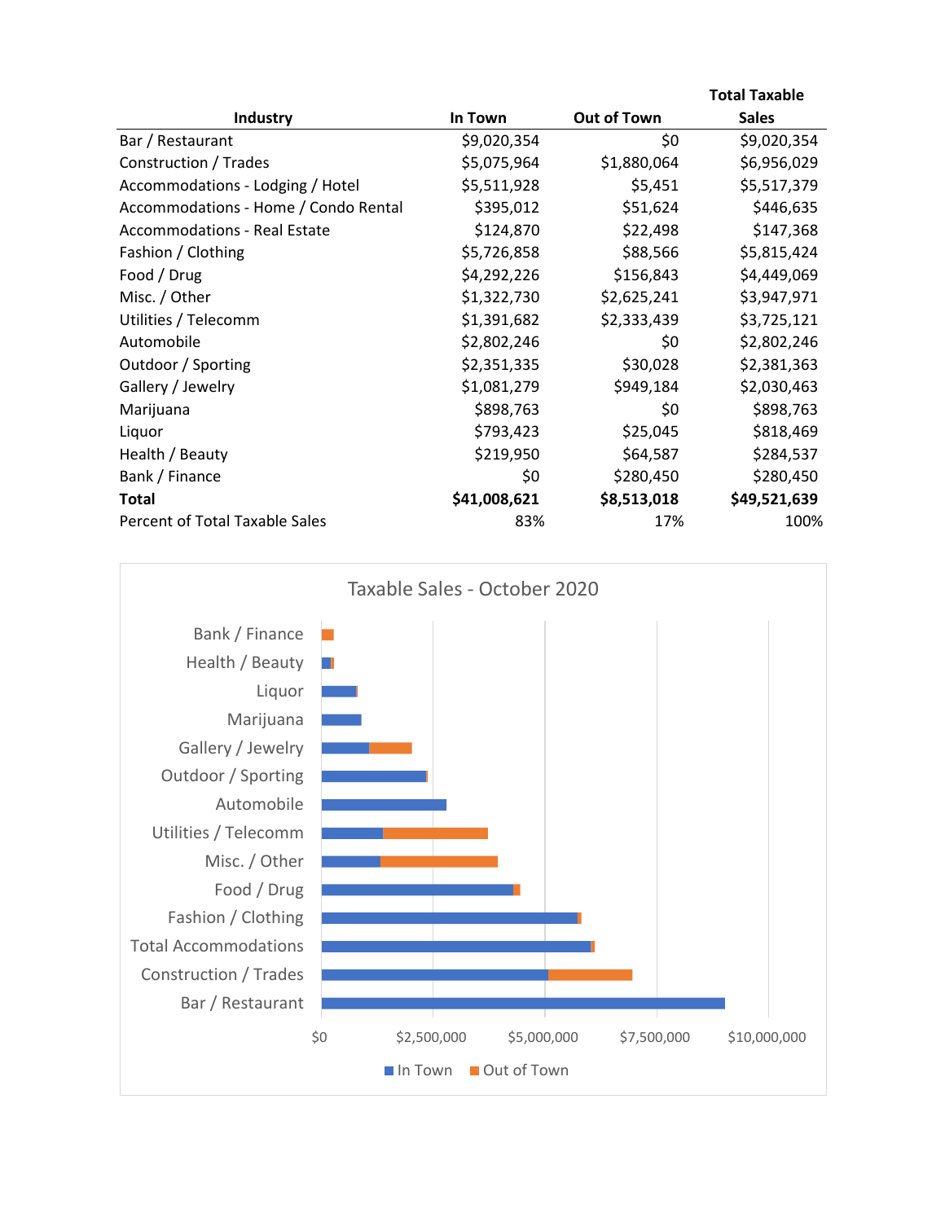| Industry | In Town | Out of Town | Total Taxable Sales |
|---|---|---|---|
| Bar / Restaurant | $9,020,354 | $0 | $9,020,354 |
| Construction / Trades | $5,075,964 | $1,880,064 | $6,956,029 |
| Accommodations - Lodging / Hotel | $5,511,928 | $5,451 | $5,517,379 |
| Accommodations - Home / Condo Rental | $395,012 | $51,624 | $446,635 |
| Accommodations - Real Estate | $124,870 | $22,498 | $147,368 |
| Fashion / Clothing | $5,726,858 | $88,566 | $5,815,424 |
| Food / Drug | $4,292,226 | $156,843 | $4,449,069 |
| Misc. / Other | $1,322,730 | $2,625,241 | $3,947,971 |
| Utilities / Telecomm | $1,391,682 | $2,333,439 | $3,725,121 |
| Automobile | $2,802,246 | $0 | $2,802,246 |
| Outdoor / Sporting | $2,351,335 | $30,028 | $2,381,363 |
| Gallery / Jewelry | $1,081,279 | $949,184 | $2,030,463 |
| Marijuana | $898,763 | $0 | $898,763 |
| Liquor | $793,423 | $25,045 | $818,469 |
| Health / Beauty | $219,950 | $64,587 | $284,537 |
| Bank / Finance | $0 | $280,450 | $280,450 |
| **Total** | **$41,008,621** | **$8,513,018** | **$49,521,639** |
| Percent of Total Taxable Sales | 83% | 17% | 100% |

Taxable Sales - October 2020

| Industry | In Town | Out of Town |
|---|---|---|
| Bank / Finance | | |
| Health / Beauty | | |
| Liquor | | |
| Marijuana | | |
| Gallery / Jewelry | | |
| Outdoor / Sporting | | |
| Automobile | | |
| Utilities / Telecomm | | |
| Misc. / Other | | |
| Food / Drug | | |
| Fashion / Clothing | | |
| Total Accommodations | | |
| Construction / Trades | | |
| Bar / Restaurant | | |

$0 | $2,500,000 | $5,000,000 | $7,500,000 | $10,000,000

In Town | Out of Town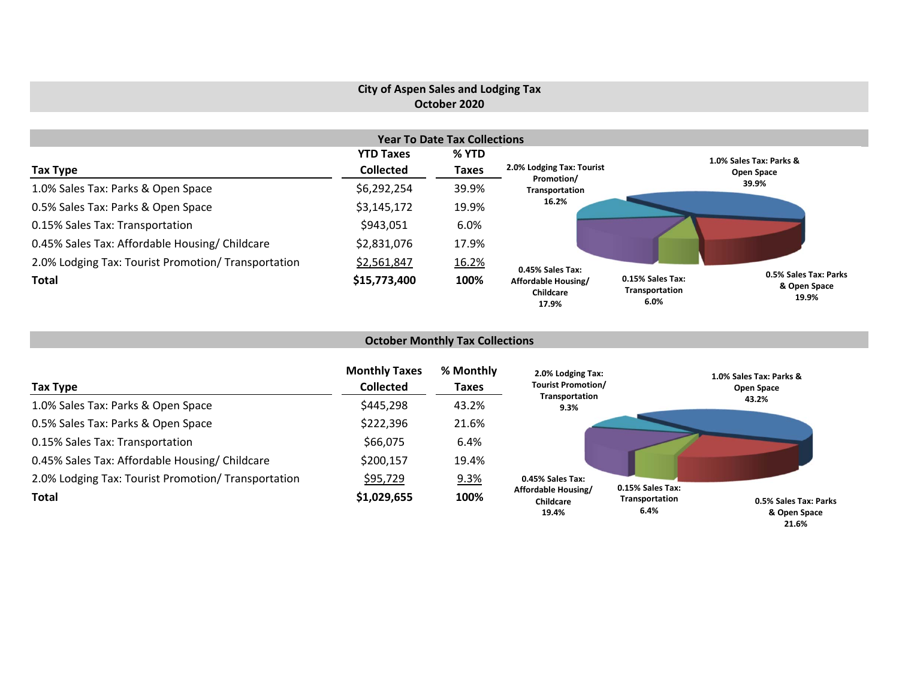# City of Aspen Sales and Lodging Tax
## October 2020

### Year To Date Tax Collections

| Tax Type | YTD Taxes Collected | % YTD Taxes |
|---|---|---|
| 1.0% Sales Tax: Parks & Open Space | $6,292,254 | 39.9% |
| 0.5% Sales Tax: Parks & Open Space | $3,145,172 | 19.9% |
| 0.15% Sales Tax: Transportation | $943,051 | 6.0% |
| 0.45% Sales Tax: Affordable Housing/ Childcare | $2,831,076 | 17.9% |
| 2.0% Lodging Tax: Tourist Promotion/ Transportation | $2,561,847 | 16.2% |
| **Total** | **$15,773,400** | **100%** |

2.0% Lodging Tax: Tourist Promotion/ Transportation 16.2%
1.0% Sales Tax: Parks & Open Space 39.9%
0.45% Sales Tax: Affordable Housing/ Childcare 17.9%
0.15% Sales Tax: Transportation 6.0%
0.5% Sales Tax: Parks & Open Space 19.9%

### October Monthly Tax Collections

| Tax Type | Monthly Taxes Collected | % Monthly Taxes |
|---|---|---|
| 1.0% Sales Tax: Parks & Open Space | $445,298 | 43.2% |
| 0.5% Sales Tax: Parks & Open Space | $222,396 | 21.6% |
| 0.15% Sales Tax: Transportation | $66,075 | 6.4% |
| 0.45% Sales Tax: Affordable Housing/ Childcare | $200,157 | 19.4% |
| 2.0% Lodging Tax: Tourist Promotion/ Transportation | $95,729 | 9.3% |
| **Total** | **$1,029,655** | **100%** |

2.0% Lodging Tax: Tourist Promotion/ Transportation 9.3%
1.0% Sales Tax: Parks & Open Space 43.2%
0.45% Sales Tax: Affordable Housing/ Childcare 19.4%
0.15% Sales Tax: Transportation 6.4%
0.5% Sales Tax: Parks & Open Space 21.6%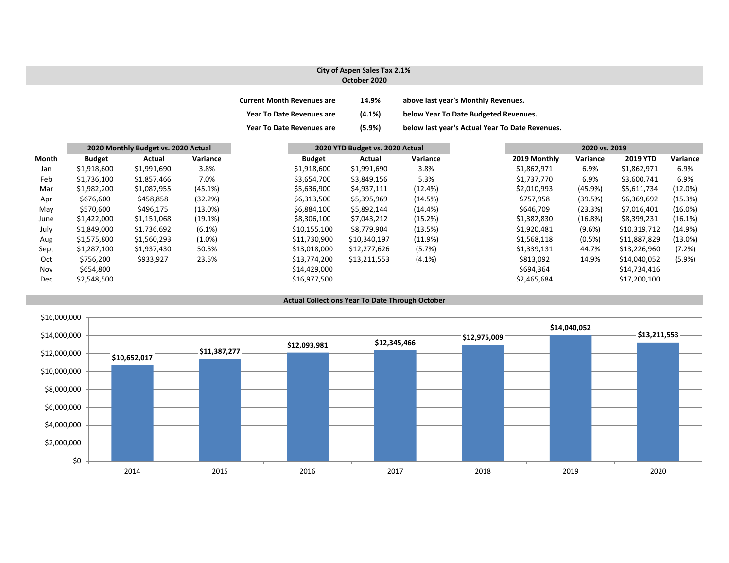## City of Aspen Sales Tax 2.1%
### October 2020

| | | |
|---|---|---|
| **Current Month Revenues are** | **14.9%** | **above last year's Monthly Revenues.** |
| **Year To Date Revenues are** | **(4.1%)** | **below Year To Date Budgeted Revenues.** |
| **Year To Date Revenues are** | **(5.9%)** | **below last year's Actual Year To Date Revenues.** |

| | 2020 Monthly Budget vs. 2020 Actual | | | 2020 YTD Budget vs. 2020 Actual | | | 2020 vs. 2019 | | | |
|---|---|---|---|---|---|---|---|---|---|---|
| **Month** | **Budget** | **Actual** | **Variance** | **Budget** | **Actual** | **Variance** | **2019 Monthly** | **Variance** | **2019 YTD** | **Variance** |
| Jan | $1,918,600 | $1,991,690 | 3.8% | $1,918,600 | $1,991,690 | 3.8% | $1,862,971 | 6.9% | $1,862,971 | 6.9% |
| Feb | $1,736,100 | $1,857,466 | 7.0% | $3,654,700 | $3,849,156 | 5.3% | $1,737,770 | 6.9% | $3,600,741 | 6.9% |
| Mar | $1,982,200 | $1,087,955 | (45.1%) | $5,636,900 | $4,937,111 | (12.4%) | $2,010,993 | (45.9%) | $5,611,734 | (12.0%) |
| Apr | $676,600 | $458,858 | (32.2%) | $6,313,500 | $5,395,969 | (14.5%) | $757,958 | (39.5%) | $6,369,692 | (15.3%) |
| May | $570,600 | $496,175 | (13.0%) | $6,884,100 | $5,892,144 | (14.4%) | $646,709 | (23.3%) | $7,016,401 | (16.0%) |
| June | $1,422,000 | $1,151,068 | (19.1%) | $8,306,100 | $7,043,212 | (15.2%) | $1,382,830 | (16.8%) | $8,399,231 | (16.1%) |
| July | $1,849,000 | $1,736,692 | (6.1%) | $10,155,100 | $8,779,904 | (13.5%) | $1,920,481 | (9.6%) | $10,319,712 | (14.9%) |
| Aug | $1,575,800 | $1,560,293 | (1.0%) | $11,730,900 | $10,340,197 | (11.9%) | $1,568,118 | (0.5%) | $11,887,829 | (13.0%) |
| Sept | $1,287,100 | $1,937,430 | 50.5% | $13,018,000 | $12,277,626 | (5.7%) | $1,339,131 | 44.7% | $13,226,960 | (7.2%) |
| Oct | $756,200 | $933,927 | 23.5% | $13,774,200 | $13,211,553 | (4.1%) | $813,092 | 14.9% | $14,040,052 | (5.9%) |
| Nov | $654,800 | | | $14,429,000 | | | $694,364 | | $14,734,416 | |
| Dec | $2,548,500 | | | $16,977,500 | | | $2,465,684 | | $17,200,100 | |

### Actual Collections Year To Date Through October

| Year | Collections |
|---|---|
| 2014 | $10,652,017 |
| 2015 | $11,387,277 |
| 2016 | $12,093,981 |
| 2017 | $12,345,466 |
| 2018 | $12,975,009 |
| 2019 | $14,040,052 |
| 2020 | $13,211,553 |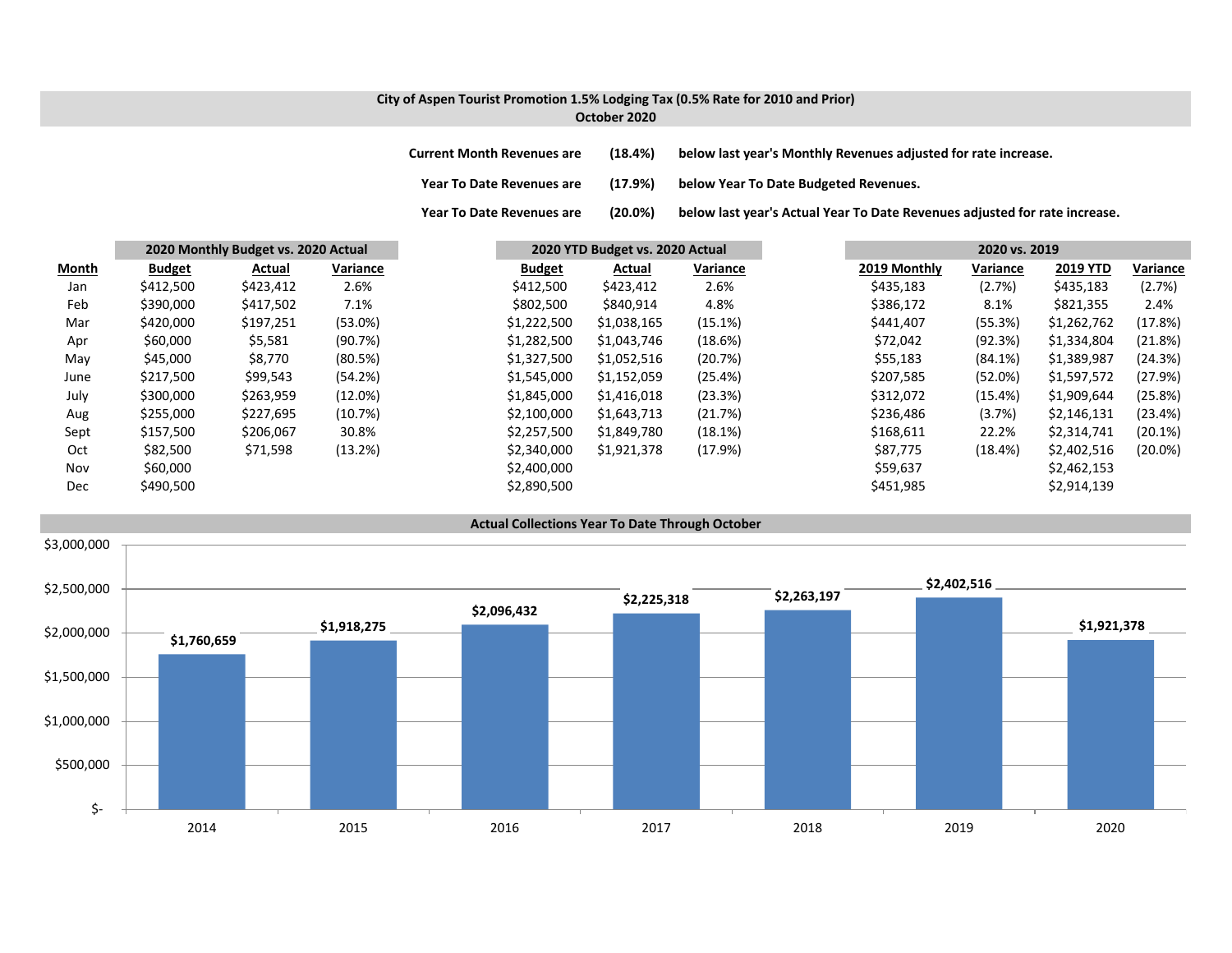## City of Aspen Tourist Promotion 1.5% Lodging Tax (0.5% Rate for 2010 and Prior)
## October 2020

**Current Month Revenues are** **(18.4%)** **below last year's Monthly Revenues adjusted for rate increase.**

**Year To Date Revenues are** **(17.9%)** **below Year To Date Budgeted Revenues.**

**Year To Date Revenues are** **(20.0%)** **below last year's Actual Year To Date Revenues adjusted for rate increase.**

| | 2020 Monthly Budget vs. 2020 Actual | | | 2020 YTD Budget vs. 2020 Actual | | | 2020 vs. 2019 | | | |
|---|---|---|---|---|---|---|---|---|---|---|
| **Month** | **Budget** | **Actual** | **Variance** | **Budget** | **Actual** | **Variance** | **2019 Monthly** | **Variance** | **2019 YTD** | **Variance** |
| Jan | $412,500 | $423,412 | 2.6% | $412,500 | $423,412 | 2.6% | $435,183 | (2.7%) | $435,183 | (2.7%) |
| Feb | $390,000 | $417,502 | 7.1% | $802,500 | $840,914 | 4.8% | $386,172 | 8.1% | $821,355 | 2.4% |
| Mar | $420,000 | $197,251 | (53.0%) | $1,222,500 | $1,038,165 | (15.1%) | $441,407 | (55.3%) | $1,262,762 | (17.8%) |
| Apr | $60,000 | $5,581 | (90.7%) | $1,282,500 | $1,043,746 | (18.6%) | $72,042 | (92.3%) | $1,334,804 | (21.8%) |
| May | $45,000 | $8,770 | (80.5%) | $1,327,500 | $1,052,516 | (20.7%) | $55,183 | (84.1%) | $1,389,987 | (24.3%) |
| June | $217,500 | $99,543 | (54.2%) | $1,545,000 | $1,152,059 | (25.4%) | $207,585 | (52.0%) | $1,597,572 | (27.9%) |
| July | $300,000 | $263,959 | (12.0%) | $1,845,000 | $1,416,018 | (23.3%) | $312,072 | (15.4%) | $1,909,644 | (25.8%) |
| Aug | $255,000 | $227,695 | (10.7%) | $2,100,000 | $1,643,713 | (21.7%) | $236,486 | (3.7%) | $2,146,131 | (23.4%) |
| Sept | $157,500 | $206,067 | 30.8% | $2,257,500 | $1,849,780 | (18.1%) | $168,611 | 22.2% | $2,314,741 | (20.1%) |
| Oct | $82,500 | $71,598 | (13.2%) | $2,340,000 | $1,921,378 | (17.9%) | $87,775 | (18.4%) | $2,402,516 | (20.0%) |
| Nov | $60,000 | | | $2,400,000 | | | $59,637 | | $2,462,153 | |
| Dec | $490,500 | | | $2,890,500 | | | $451,985 | | $2,914,139 | |

**Actual Collections Year To Date Through October**

| Year | Collections |
|---|---|
| 2014 | $1,760,659 |
| 2015 | $1,918,275 |
| 2016 | $2,096,432 |
| 2017 | $2,225,318 |
| 2018 | $2,263,197 |
| 2019 | $2,402,516 |
| 2020 | $1,921,378 |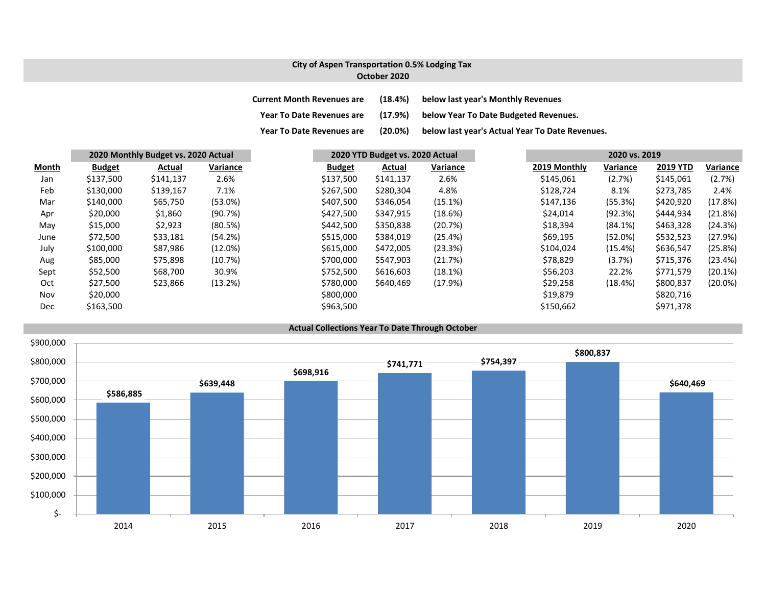## City of Aspen Transportation 0.5% Lodging Tax
## October 2020

| | | |
|---|---|---|
| **Current Month Revenues are** | **(18.4%)** | **below last year's Monthly Revenues** |
| **Year To Date Revenues are** | **(17.9%)** | **below Year To Date Budgeted Revenues.** |
| **Year To Date Revenues are** | **(20.0%)** | **below last year's Actual Year To Date Revenues.** |

| | 2020 Monthly Budget vs. 2020 Actual | | | 2020 YTD Budget vs. 2020 Actual | | | 2020 vs. 2019 | | | |
|---|---|---|---|---|---|---|---|---|---|---|
| **Month** | **Budget** | **Actual** | **Variance** | **Budget** | **Actual** | **Variance** | **2019 Monthly** | **Variance** | **2019 YTD** | **Variance** |
| Jan | $137,500 | $141,137 | 2.6% | $137,500 | $141,137 | 2.6% | $145,061 | (2.7%) | $145,061 | (2.7%) |
| Feb | $130,000 | $139,167 | 7.1% | $267,500 | $280,304 | 4.8% | $128,724 | 8.1% | $273,785 | 2.4% |
| Mar | $140,000 | $65,750 | (53.0%) | $407,500 | $346,054 | (15.1%) | $147,136 | (55.3%) | $420,920 | (17.8%) |
| Apr | $20,000 | $1,860 | (90.7%) | $427,500 | $347,915 | (18.6%) | $24,014 | (92.3%) | $444,934 | (21.8%) |
| May | $15,000 | $2,923 | (80.5%) | $442,500 | $350,838 | (20.7%) | $18,394 | (84.1%) | $463,328 | (24.3%) |
| June | $72,500 | $33,181 | (54.2%) | $515,000 | $384,019 | (25.4%) | $69,195 | (52.0%) | $532,523 | (27.9%) |
| July | $100,000 | $87,986 | (12.0%) | $615,000 | $472,005 | (23.3%) | $104,024 | (15.4%) | $636,547 | (25.8%) |
| Aug | $85,000 | $75,898 | (10.7%) | $700,000 | $547,903 | (21.7%) | $78,829 | (3.7%) | $715,376 | (23.4%) |
| Sept | $52,500 | $68,700 | 30.9% | $752,500 | $616,603 | (18.1%) | $56,203 | 22.2% | $771,579 | (20.1%) |
| Oct | $27,500 | $23,866 | (13.2%) | $780,000 | $640,469 | (17.9%) | $29,258 | (18.4%) | $800,837 | (20.0%) |
| Nov | $20,000 | | | $800,000 | | | $19,879 | | $820,716 | |
| Dec | $163,500 | | | $963,500 | | | $150,662 | | $971,378 | |

### Actual Collections Year To Date Through October

| Year | Collections |
|---|---|
| 2014 | $586,885 |
| 2015 | $639,448 |
| 2016 | $698,916 |
| 2017 | $741,771 |
| 2018 | $754,397 |
| 2019 | $800,837 |
| 2020 | $640,469 |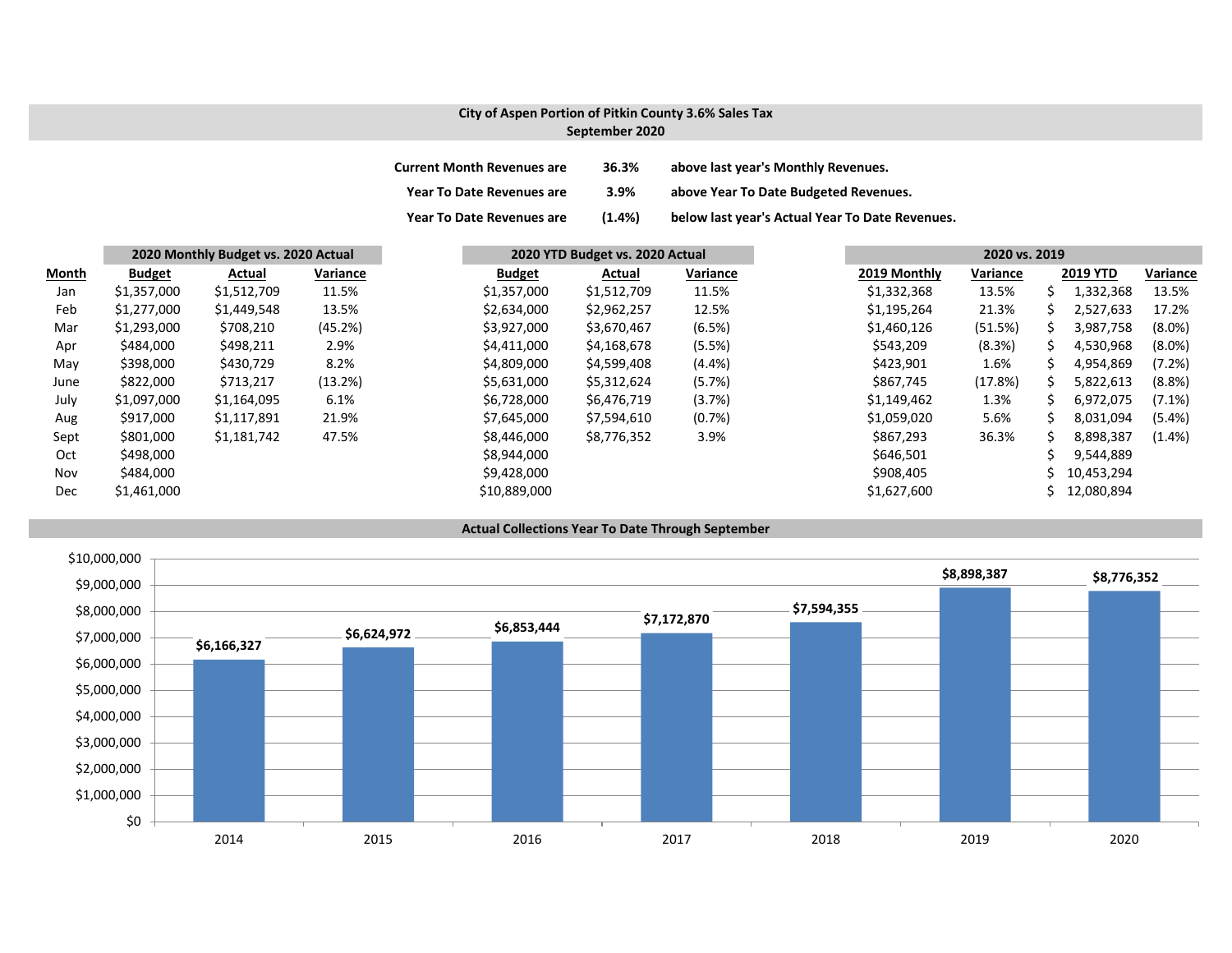## City of Aspen Portion of Pitkin County 3.6% Sales Tax
## September 2020

| | | |
|---|---|---|
| Current Month Revenues are | 36.3% | above last year's Monthly Revenues. |
| Year To Date Revenues are | 3.9% | above Year To Date Budgeted Revenues. |
| Year To Date Revenues are | (1.4%) | below last year's Actual Year To Date Revenues. |

| | 2020 Monthly Budget vs. 2020 Actual | | | 2020 YTD Budget vs. 2020 Actual | | | 2020 vs. 2019 | | | |
|---|---|---|---|---|---|---|---|---|---|---|
| **Month** | **Budget** | **Actual** | **Variance** | **Budget** | **Actual** | **Variance** | **2019 Monthly** | **Variance** | **2019 YTD** | **Variance** |
| Jan | $1,357,000 | $1,512,709 | 11.5% | $1,357,000 | $1,512,709 | 11.5% | $1,332,368 | 13.5% | $ 1,332,368 | 13.5% |
| Feb | $1,277,000 | $1,449,548 | 13.5% | $2,634,000 | $2,962,257 | 12.5% | $1,195,264 | 21.3% | $ 2,527,633 | 17.2% |
| Mar | $1,293,000 | $708,210 | (45.2%) | $3,927,000 | $3,670,467 | (6.5%) | $1,460,126 | (51.5%) | $ 3,987,758 | (8.0%) |
| Apr | $484,000 | $498,211 | 2.9% | $4,411,000 | $4,168,678 | (5.5%) | $543,209 | (8.3%) | $ 4,530,968 | (8.0%) |
| May | $398,000 | $430,729 | 8.2% | $4,809,000 | $4,599,408 | (4.4%) | $423,901 | 1.6% | $ 4,954,869 | (7.2%) |
| June | $822,000 | $713,217 | (13.2%) | $5,631,000 | $5,312,624 | (5.7%) | $867,745 | (17.8%) | $ 5,822,613 | (8.8%) |
| July | $1,097,000 | $1,164,095 | 6.1% | $6,728,000 | $6,476,719 | (3.7%) | $1,149,462 | 1.3% | $ 6,972,075 | (7.1%) |
| Aug | $917,000 | $1,117,891 | 21.9% | $7,645,000 | $7,594,610 | (0.7%) | $1,059,020 | 5.6% | $ 8,031,094 | (5.4%) |
| Sept | $801,000 | $1,181,742 | 47.5% | $8,446,000 | $8,776,352 | 3.9% | $867,293 | 36.3% | $ 8,898,387 | (1.4%) |
| Oct | $498,000 | | | $8,944,000 | | | $646,501 | | $ 9,544,889 | |
| Nov | $484,000 | | | $9,428,000 | | | $908,405 | | $ 10,453,294 | |
| Dec | $1,461,000 | | | $10,889,000 | | | $1,627,600 | | $ 12,080,894 | |

## Actual Collections Year To Date Through September

| Year | Amount |
|---|---|
| 2014 | $6,166,327 |
| 2015 | $6,624,972 |
| 2016 | $6,853,444 |
| 2017 | $7,172,870 |
| 2018 | $7,594,355 |
| 2019 | $8,898,387 |
| 2020 | $8,776,352 |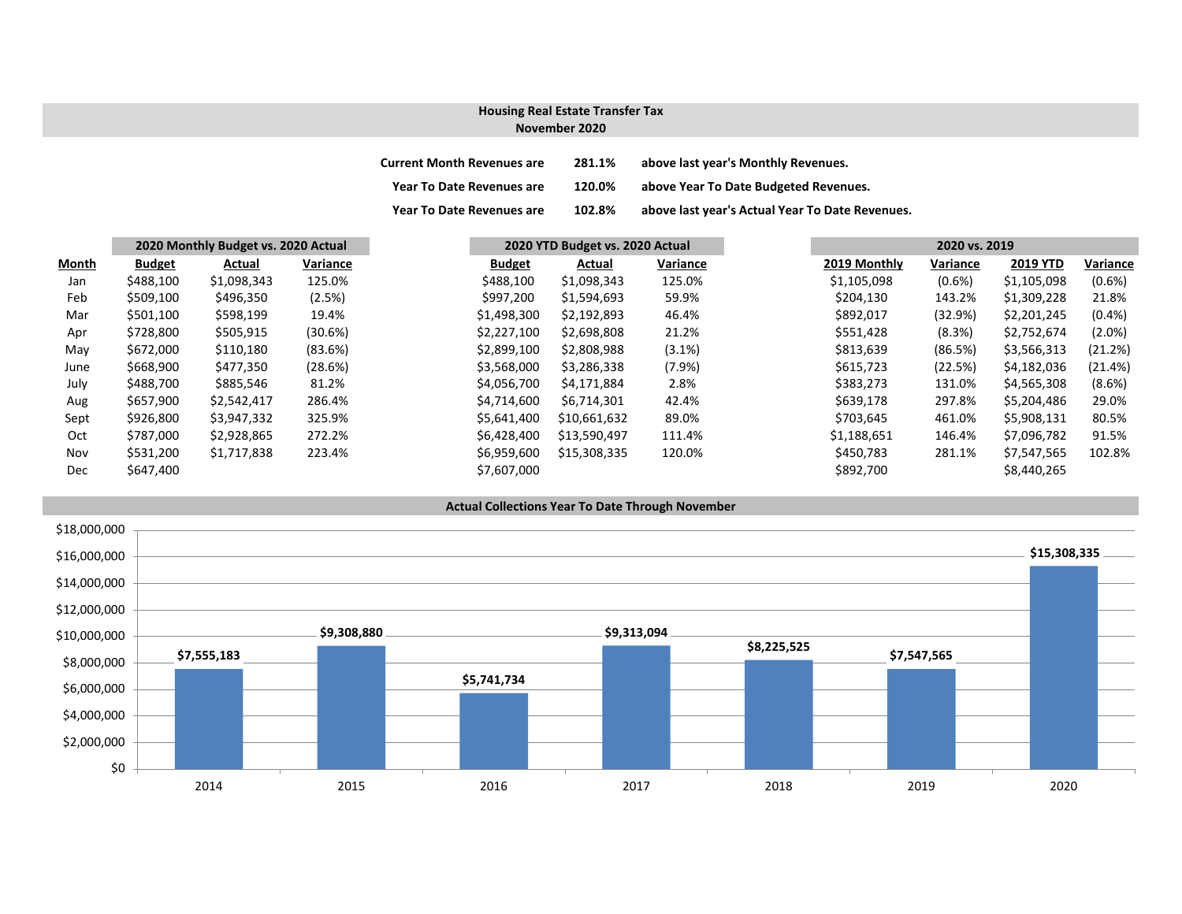## Housing Real Estate Transfer Tax
### November 2020

| | | |
|---|---|---|
| Current Month Revenues are | 281.1% | above last year's Monthly Revenues. |
| Year To Date Revenues are | 120.0% | above Year To Date Budgeted Revenues. |
| Year To Date Revenues are | 102.8% | above last year's Actual Year To Date Revenues. |

| | 2020 Monthly Budget vs. 2020 Actual | | | 2020 YTD Budget vs. 2020 Actual | | | 2020 vs. 2019 | | | |
|---|---|---|---|---|---|---|---|---|---|---|
| **Month** | **Budget** | **Actual** | **Variance** | **Budget** | **Actual** | **Variance** | **2019 Monthly** | **Variance** | **2019 YTD** | **Variance** |
| Jan | $488,100 | $1,098,343 | 125.0% | $488,100 | $1,098,343 | 125.0% | $1,105,098 | (0.6%) | $1,105,098 | (0.6%) |
| Feb | $509,100 | $496,350 | (2.5%) | $997,200 | $1,594,693 | 59.9% | $204,130 | 143.2% | $1,309,228 | 21.8% |
| Mar | $501,100 | $598,199 | 19.4% | $1,498,300 | $2,192,893 | 46.4% | $892,017 | (32.9%) | $2,201,245 | (0.4%) |
| Apr | $728,800 | $505,915 | (30.6%) | $2,227,100 | $2,698,808 | 21.2% | $551,428 | (8.3%) | $2,752,674 | (2.0%) |
| May | $672,000 | $110,180 | (83.6%) | $2,899,100 | $2,808,988 | (3.1%) | $813,639 | (86.5%) | $3,566,313 | (21.2%) |
| June | $668,900 | $477,350 | (28.6%) | $3,568,000 | $3,286,338 | (7.9%) | $615,723 | (22.5%) | $4,182,036 | (21.4%) |
| July | $488,700 | $885,546 | 81.2% | $4,056,700 | $4,171,884 | 2.8% | $383,273 | 131.0% | $4,565,308 | (8.6%) |
| Aug | $657,900 | $2,542,417 | 286.4% | $4,714,600 | $6,714,301 | 42.4% | $639,178 | 297.8% | $5,204,486 | 29.0% |
| Sept | $926,800 | $3,947,332 | 325.9% | $5,641,400 | $10,661,632 | 89.0% | $703,645 | 461.0% | $5,908,131 | 80.5% |
| Oct | $787,000 | $2,928,865 | 272.2% | $6,428,400 | $13,590,497 | 111.4% | $1,188,651 | 146.4% | $7,096,782 | 91.5% |
| Nov | $531,200 | $1,717,838 | 223.4% | $6,959,600 | $15,308,335 | 120.0% | $450,783 | 281.1% | $7,547,565 | 102.8% |
| Dec | $647,400 | | | $7,607,000 | | | $892,700 | | $8,440,265 | |

### Actual Collections Year To Date Through November

| Year | Amount |
|---|---|
| 2014 | $7,555,183 |
| 2015 | $9,308,880 |
| 2016 | $5,741,734 |
| 2017 | $9,313,094 |
| 2018 | $8,225,525 |
| 2019 | $7,547,565 |
| 2020 | $15,308,335 |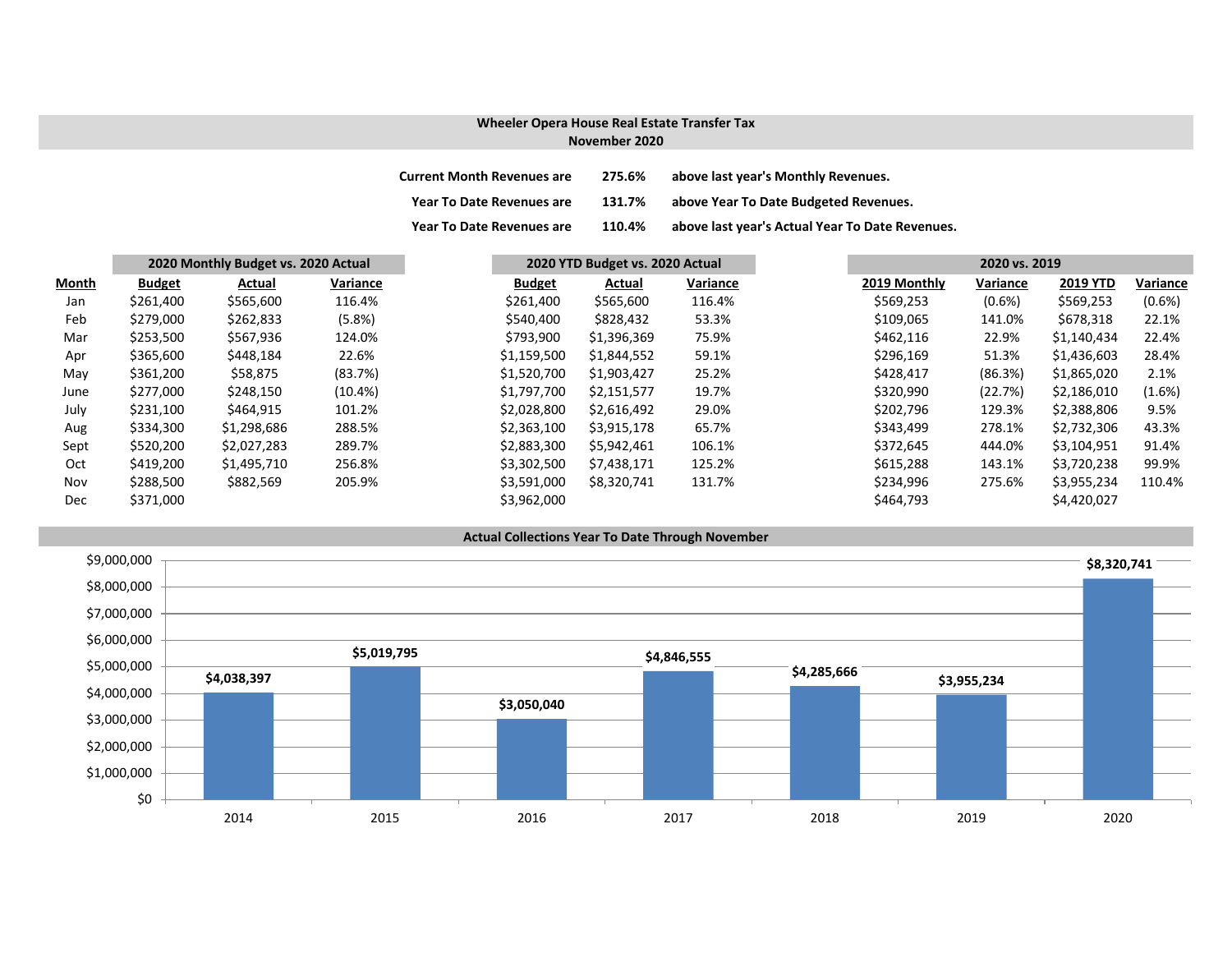**Wheeler Opera House Real Estate Transfer Tax**
**November 2020**

| | | |
|---|---|---|
| **Current Month Revenues are** | **275.6%** | **above last year's Monthly Revenues.** |
| **Year To Date Revenues are** | **131.7%** | **above Year To Date Budgeted Revenues.** |
| **Year To Date Revenues are** | **110.4%** | **above last year's Actual Year To Date Revenues.** |

| | 2020 Monthly Budget vs. 2020 Actual | | | 2020 YTD Budget vs. 2020 Actual | | | 2020 vs. 2019 | | | |
|---|---|---|---|---|---|---|---|---|---|---|
| **Month** | **Budget** | **Actual** | **Variance** | **Budget** | **Actual** | **Variance** | **2019 Monthly** | **Variance** | **2019 YTD** | **Variance** |
| Jan | $261,400 | $565,600 | 116.4% | $261,400 | $565,600 | 116.4% | $569,253 | (0.6%) | $569,253 | (0.6%) |
| Feb | $279,000 | $262,833 | (5.8%) | $540,400 | $828,432 | 53.3% | $109,065 | 141.0% | $678,318 | 22.1% |
| Mar | $253,500 | $567,936 | 124.0% | $793,900 | $1,396,369 | 75.9% | $462,116 | 22.9% | $1,140,434 | 22.4% |
| Apr | $365,600 | $448,184 | 22.6% | $1,159,500 | $1,844,552 | 59.1% | $296,169 | 51.3% | $1,436,603 | 28.4% |
| May | $361,200 | $58,875 | (83.7%) | $1,520,700 | $1,903,427 | 25.2% | $428,417 | (86.3%) | $1,865,020 | 2.1% |
| June | $277,000 | $248,150 | (10.4%) | $1,797,700 | $2,151,577 | 19.7% | $320,990 | (22.7%) | $2,186,010 | (1.6%) |
| July | $231,100 | $464,915 | 101.2% | $2,028,800 | $2,616,492 | 29.0% | $202,796 | 129.3% | $2,388,806 | 9.5% |
| Aug | $334,300 | $1,298,686 | 288.5% | $2,363,100 | $3,915,178 | 65.7% | $343,499 | 278.1% | $2,732,306 | 43.3% |
| Sept | $520,200 | $2,027,283 | 289.7% | $2,883,300 | $5,942,461 | 106.1% | $372,645 | 444.0% | $3,104,951 | 91.4% |
| Oct | $419,200 | $1,495,710 | 256.8% | $3,302,500 | $7,438,171 | 125.2% | $615,288 | 143.1% | $3,720,238 | 99.9% |
| Nov | $288,500 | $882,569 | 205.9% | $3,591,000 | $8,320,741 | 131.7% | $234,996 | 275.6% | $3,955,234 | 110.4% |
| Dec | $371,000 | | | $3,962,000 | | | $464,793 | | $4,420,027 | |

**Actual Collections Year To Date Through November**

$9,000,000
$8,000,000
$7,000,000
$6,000,000
$5,000,000
$4,000,000
$3,000,000
$2,000,000
$1,000,000
$0

2014: $4,038,397
2015: $5,019,795
2016: $3,050,040
2017: $4,846,555
2018: $4,285,666
2019: $3,955,234
2020: $8,320,741